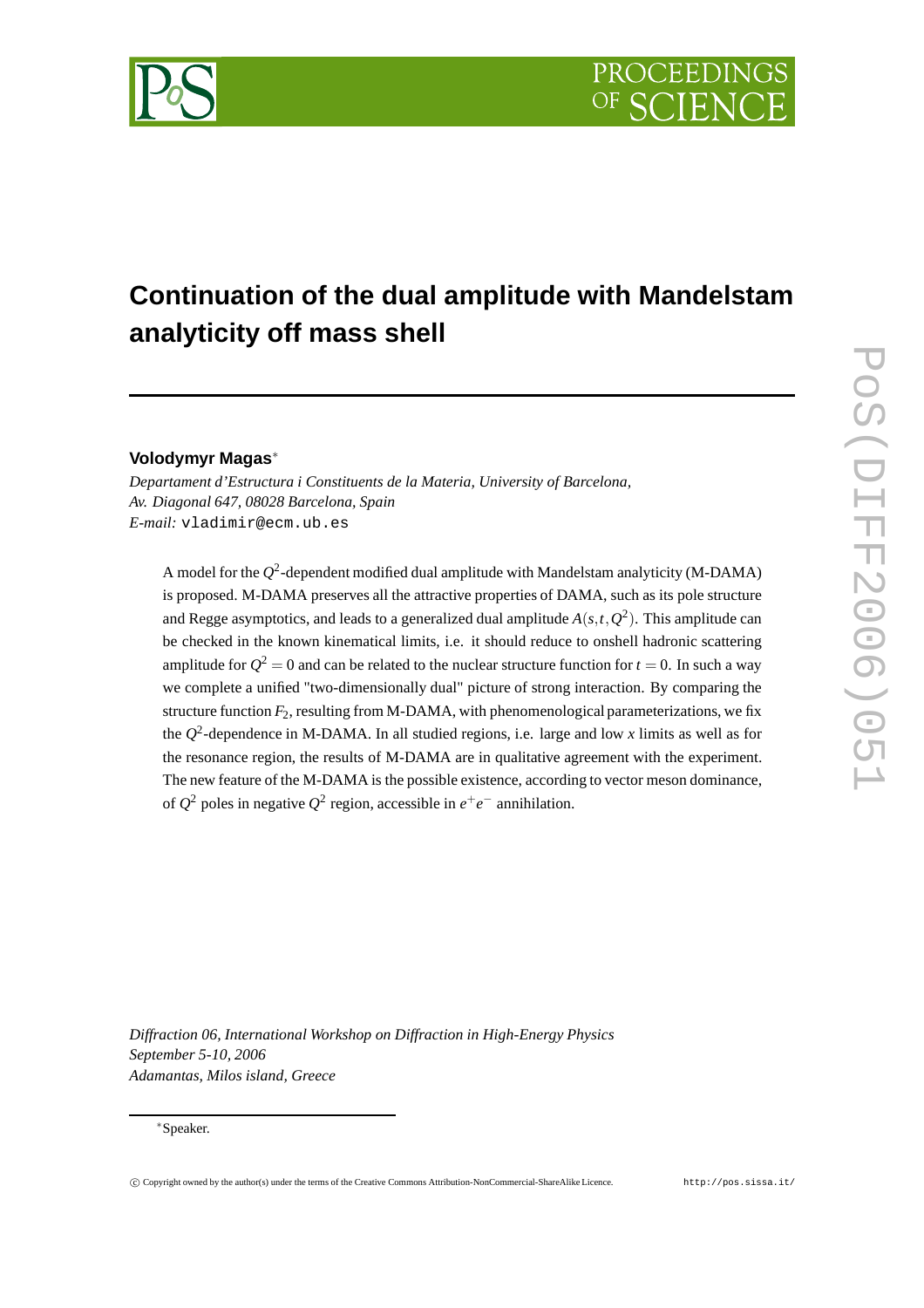# Continuation of the dual amplitude with Mandelstam analyticity off mass shell

**Volodymyr Magas***

*Departament d'Estructura i Constituents de la Materia, University of Barcelona, Av. Diagonal 647, 08028 Barcelona, Spain*

*E-mail:* vladimir@ecm.ub.es

A model for the $Q^2$-dependent modified dual amplitude with Mandelstam analyticity (M-DAMA) is proposed. M-DAMA preserves all the attractive properties of DAMA, such as its pole structure and Regge asymptotics, and leads to a generalized dual amplitude $A(s,t,Q^2)$. This amplitude can be checked in the known kinematical limits, i.e. it should reduce to onshell hadronic scattering amplitude for $Q^2 = 0$ and can be related to the nuclear structure function for $t = 0$. In such a way we complete a unified "two-dimensionally dual" picture of strong interaction. By comparing the structure function $F_2$, resulting from M-DAMA, with phenomenological parameterizations, we fix the $Q^2$-dependence in M-DAMA. In all studied regions, i.e. large and low $x$ limits as well as for the resonance region, the results of M-DAMA are in qualitative agreement with the experiment. The new feature of the M-DAMA is the possible existence, according to vector meson dominance, of $Q^2$ poles in negative $Q^2$ region, accessible in $e^+e^-$ annihilation.

*Diffraction 06, International Workshop on Diffraction in High-Energy Physics*
*September 5-10, 2006*
*Adamantas, Milos island, Greece*

*Speaker.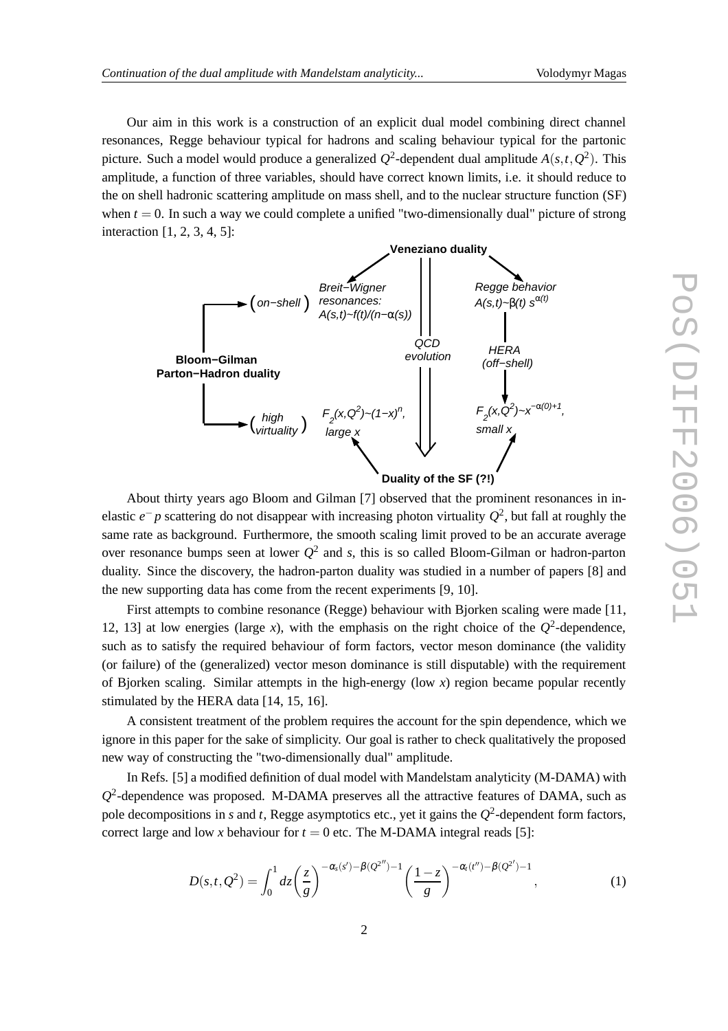Our aim in this work is a construction of an explicit dual model combining direct channel resonances, Regge behaviour typical for hadrons and scaling behaviour typical for the partonic picture. Such a model would produce a generalized $Q^2$-dependent dual amplitude $A(s,t,Q^2)$. This amplitude, a function of three variables, should have correct known limits, i.e. it should reduce to the on shell hadronic scattering amplitude on mass shell, and to the nuclear structure function (SF) when $t=0$. In such a way we could complete a unified "two-dimensionally dual" picture of strong interaction [1, 2, 3, 4, 5]:

**Veneziano duality**

- (on−shell): Breit−Wigner resonances: $A(s,t)\sim f(t)/(n-\alpha(s))$ — Regge behavior $A(s,t)\sim\beta(t)\, s^{\alpha(t)}$
- QCD evolution — HERA (off−shell)
- (high virtuality): $F_2(x,Q^2)\sim(1-x)^n$, large $x$ — $F_2(x,Q^2)\sim x^{-\alpha(0)+1}$, small $x$

**Bloom−Gilman Parton−Hadron duality**

**Duality of the SF (?!)**

About thirty years ago Bloom and Gilman [7] observed that the prominent resonances in inelastic $e^- p$ scattering do not disappear with increasing photon virtuality $Q^2$, but fall at roughly the same rate as background. Furthermore, the smooth scaling limit proved to be an accurate average over resonance bumps seen at lower $Q^2$ and $s$, this is so called Bloom-Gilman or hadron-parton duality. Since the discovery, the hadron-parton duality was studied in a number of papers [8] and the new supporting data has come from the recent experiments [9, 10].

First attempts to combine resonance (Regge) behaviour with Bjorken scaling were made [11, 12, 13] at low energies (large $x$), with the emphasis on the right choice of the $Q^2$-dependence, such as to satisfy the required behaviour of form factors, vector meson dominance (the validity (or failure) of the (generalized) vector meson dominance is still disputable) with the requirement of Bjorken scaling. Similar attempts in the high-energy (low $x$) region became popular recently stimulated by the HERA data [14, 15, 16].

A consistent treatment of the problem requires the account for the spin dependence, which we ignore in this paper for the sake of simplicity. Our goal is rather to check qualitatively the proposed new way of constructing the "two-dimensionally dual" amplitude.

In Refs. [5] a modified definition of dual model with Mandelstam analyticity (M-DAMA) with $Q^2$-dependence was proposed. M-DAMA preserves all the attractive features of DAMA, such as pole decompositions in $s$ and $t$, Regge asymptotics etc., yet it gains the $Q^2$-dependent form factors, correct large and low $x$ behaviour for $t=0$ etc. The M-DAMA integral reads [5]:

$$D(s,t,Q^2) = \int_0^1 dz \left(\frac{z}{g}\right)^{-\alpha_s(s')-\beta(Q^{2''})-1} \left(\frac{1-z}{g}\right)^{-\alpha_t(t'')-\beta(Q^{2'})-1}, \tag{1}$$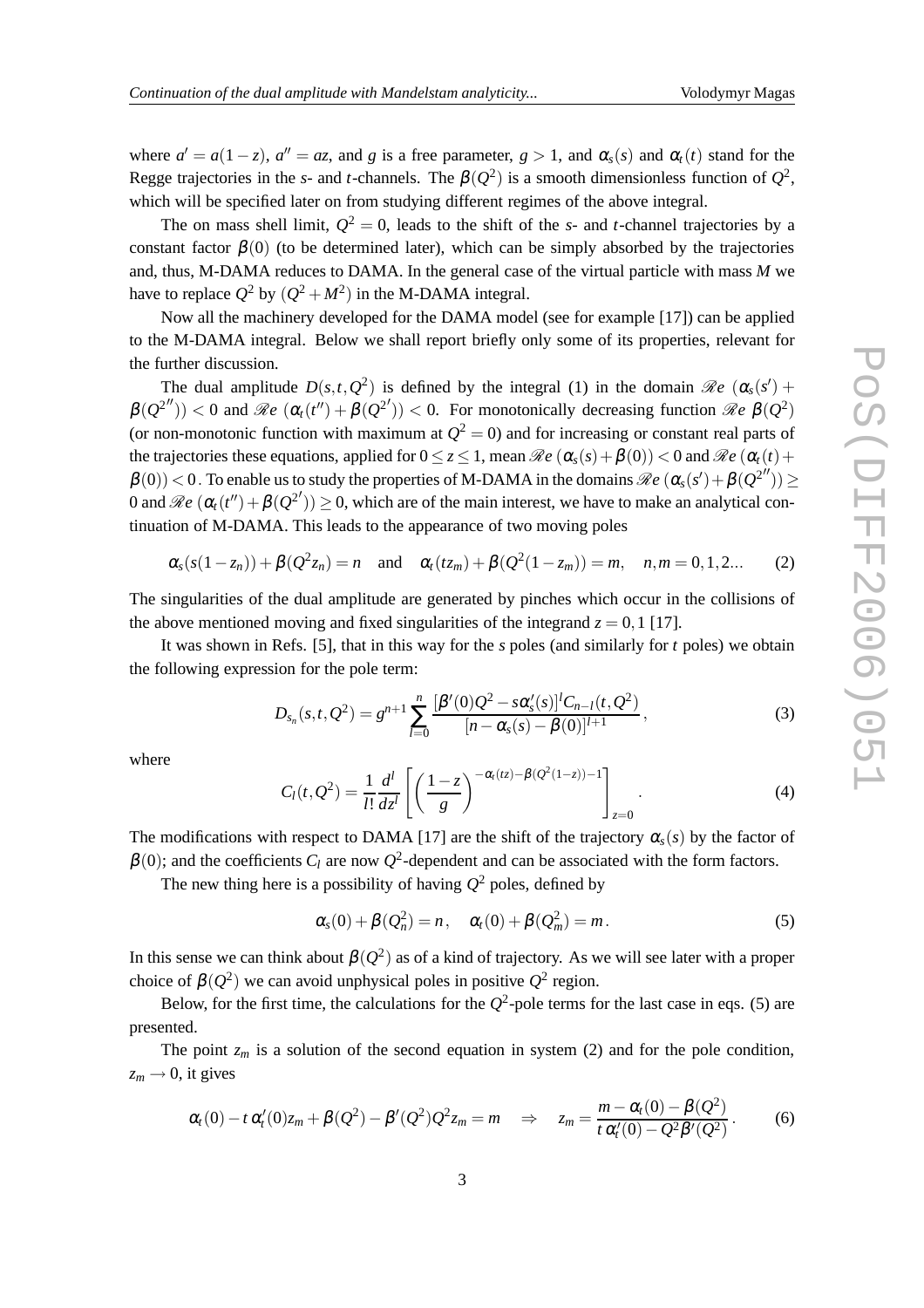where $a' = a(1-z)$, $a'' = az$, and $g$ is a free parameter, $g > 1$, and $\alpha_s(s)$ and $\alpha_t(t)$ stand for the Regge trajectories in the $s$- and $t$-channels. The $\beta(Q^2)$ is a smooth dimensionless function of $Q^2$, which will be specified later on from studying different regimes of the above integral.

The on mass shell limit, $Q^2 = 0$, leads to the shift of the $s$- and $t$-channel trajectories by a constant factor $\beta(0)$ (to be determined later), which can be simply absorbed by the trajectories and, thus, M-DAMA reduces to DAMA. In the general case of the virtual particle with mass $M$ we have to replace $Q^2$ by $(Q^2 + M^2)$ in the M-DAMA integral.

Now all the machinery developed for the DAMA model (see for example [17]) can be applied to the M-DAMA integral. Below we shall report briefly only some of its properties, relevant for the further discussion.

The dual amplitude $D(s,t,Q^2)$ is defined by the integral (1) in the domain $\mathscr{Re}\,(\alpha_s(s') + \beta(Q^{2''})) < 0$ and $\mathscr{Re}\,(\alpha_t(t'') + \beta(Q^{2'})) < 0$. For monotonically decreasing function $\mathscr{Re}\,\beta(Q^2)$ (or non-monotonic function with maximum at $Q^2 = 0$) and for increasing or constant real parts of the trajectories these equations, applied for $0 \le z \le 1$, mean $\mathscr{Re}\,(\alpha_s(s) + \beta(0)) < 0$ and $\mathscr{Re}\,(\alpha_t(t) + \beta(0)) < 0$. To enable us to study the properties of M-DAMA in the domains $\mathscr{Re}\,(\alpha_s(s') + \beta(Q^{2''})) \ge 0$ and $\mathscr{Re}\,(\alpha_t(t'') + \beta(Q^{2'})) \ge 0$, which are of the main interest, we have to make an analytical continuation of M-DAMA. This leads to the appearance of two moving poles

$$\alpha_s(s(1-z_n)) + \beta(Q^2 z_n) = n \quad \text{and} \quad \alpha_t(t z_m) + \beta(Q^2(1-z_m)) = m, \quad n,m = 0,1,2... \tag{2}$$

The singularities of the dual amplitude are generated by pinches which occur in the collisions of the above mentioned moving and fixed singularities of the integrand $z = 0,1$ [17].

It was shown in Refs. [5], that in this way for the $s$ poles (and similarly for $t$ poles) we obtain the following expression for the pole term:

$$D_{s_n}(s,t,Q^2) = g^{n+1} \sum_{l=0}^{n} \frac{[\beta'(0)Q^2 - s\alpha_s'(s)]^l C_{n-l}(t,Q^2)}{[n - \alpha_s(s) - \beta(0)]^{l+1}}, \tag{3}$$

where

$$C_l(t,Q^2) = \frac{1}{l!} \frac{d^l}{dz^l} \left[ \left( \frac{1-z}{g} \right)^{-\alpha_t(tz) - \beta(Q^2(1-z)) - 1} \right]_{z=0}. \tag{4}$$

The modifications with respect to DAMA [17] are the shift of the trajectory $\alpha_s(s)$ by the factor of $\beta(0)$; and the coefficients $C_l$ are now $Q^2$-dependent and can be associated with the form factors.

The new thing here is a possibility of having $Q^2$ poles, defined by

$$\alpha_s(0) + \beta(Q_n^2) = n, \quad \alpha_t(0) + \beta(Q_m^2) = m. \tag{5}$$

In this sense we can think about $\beta(Q^2)$ as of a kind of trajectory. As we will see later with a proper choice of $\beta(Q^2)$ we can avoid unphysical poles in positive $Q^2$ region.

Below, for the first time, the calculations for the $Q^2$-pole terms for the last case in eqs. (5) are presented.

The point $z_m$ is a solution of the second equation in system (2) and for the pole condition, $z_m \to 0$, it gives

$$\alpha_t(0) - t\,\alpha_t'(0) z_m + \beta(Q^2) - \beta'(Q^2) Q^2 z_m = m \quad \Rightarrow \quad z_m = \frac{m - \alpha_t(0) - \beta(Q^2)}{t\,\alpha_t'(0) - Q^2 \beta'(Q^2)}. \tag{6}$$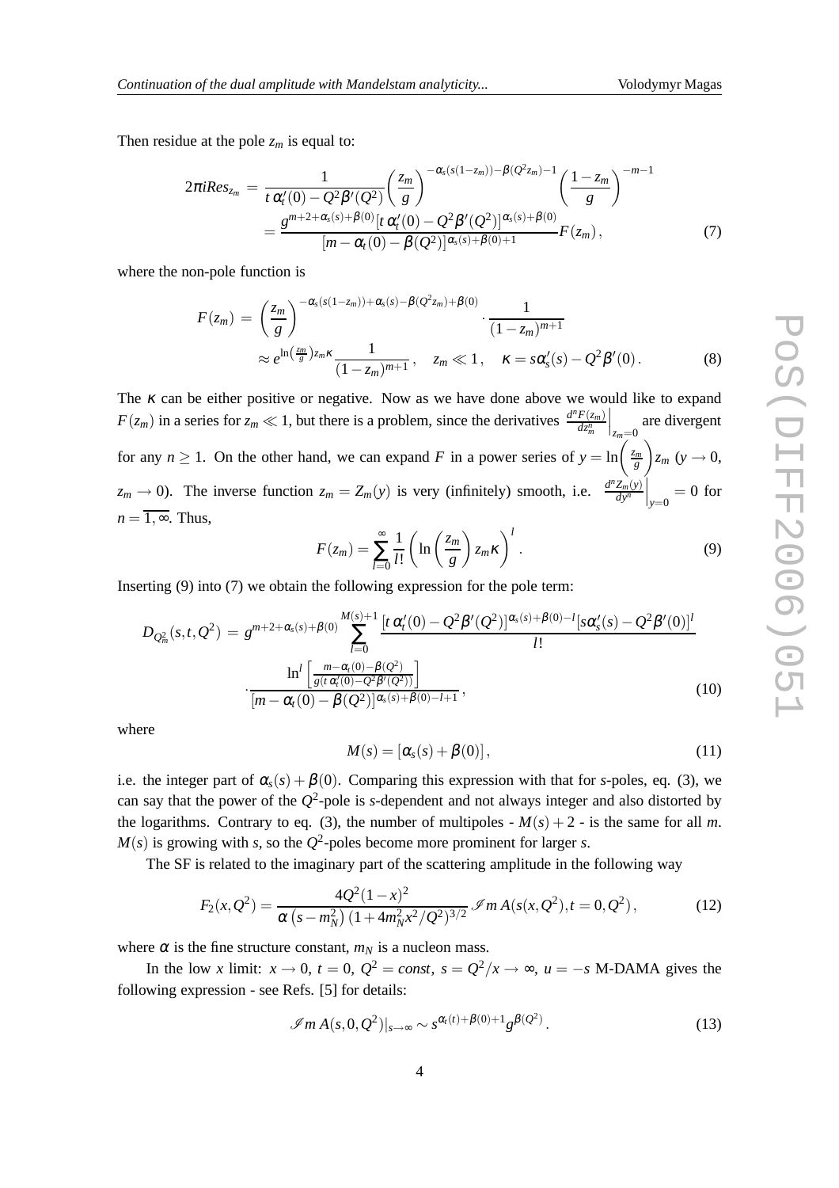Then residue at the pole $z_m$ is equal to:

$$
\begin{aligned}
2\pi i Res_{z_m} &= \frac{1}{t\,\alpha_t'(0) - Q^2\beta'(Q^2)} \left(\frac{z_m}{g}\right)^{-\alpha_s(s(1-z_m))-\beta(Q^2 z_m)-1} \left(\frac{1-z_m}{g}\right)^{-m-1} \\
&= \frac{g^{m+2+\alpha_s(s)+\beta(0)}\left[t\,\alpha_t'(0) - Q^2\beta'(Q^2)\right]^{\alpha_s(s)+\beta(0)}}{\left[m - \alpha_t(0) - \beta(Q^2)\right]^{\alpha_s(s)+\beta(0)+1}} F(z_m)\,, \qquad (7)
\end{aligned}
$$

where the non-pole function is

$$
\begin{aligned}
F(z_m) &= \left(\frac{z_m}{g}\right)^{-\alpha_s(s(1-z_m))+\alpha_s(s)-\beta(Q^2 z_m)+\beta(0)} \cdot \frac{1}{(1-z_m)^{m+1}} \\
&\approx e^{\ln\left(\frac{z_m}{g}\right) z_m \kappa} \frac{1}{(1-z_m)^{m+1}}\,, \quad z_m \ll 1\,, \quad \kappa = s\alpha_s'(s) - Q^2\beta'(0)\,. \qquad (8)
\end{aligned}
$$

The $\kappa$ can be either positive or negative. Now as we have done above we would like to expand $F(z_m)$ in a series for $z_m \ll 1$, but there is a problem, since the derivatives $\left.\frac{d^n F(z_m)}{dz_m^n}\right|_{z_m=0}$ are divergent for any $n \geq 1$. On the other hand, we can expand $F$ in a power series of $y = \ln\left(\frac{z_m}{g}\right) z_m$ ($y \to 0$, $z_m \to 0$). The inverse function $z_m = Z_m(y)$ is very (infinitely) smooth, i.e. $\left.\frac{d^n Z_m(y)}{dy^n}\right|_{y=0} = 0$ for $n = \overline{1,\infty}$. Thus,

$$
F(z_m) = \sum_{l=0}^{\infty} \frac{1}{l!} \left(\ln\left(\frac{z_m}{g}\right) z_m \kappa\right)^l . \qquad (9)
$$

Inserting (9) into (7) we obtain the following expression for the pole term:

$$
\begin{aligned}
D_{Q_m^2}(s,t,Q^2) &= g^{m+2+\alpha_s(s)+\beta(0)} \sum_{l=0}^{M(s)+1} \frac{\left[t\,\alpha_t'(0) - Q^2\beta'(Q^2)\right]^{\alpha_s(s)+\beta(0)-l}\left[s\alpha_s'(s) - Q^2\beta'(0)\right]^l}{l!} \\
&\cdot \frac{\ln^l\left[\frac{m-\alpha_t(0)-\beta(Q^2)}{g(t\,\alpha_t'(0)-Q^2\beta'(Q^2))}\right]}{\left[m - \alpha_t(0) - \beta(Q^2)\right]^{\alpha_s(s)+\beta(0)-l+1}}\,, \qquad (10)
\end{aligned}
$$

where

$$
M(s) = \left[\alpha_s(s) + \beta(0)\right], \qquad (11)
$$

i.e. the integer part of $\alpha_s(s) + \beta(0)$. Comparing this expression with that for $s$-poles, eq. (3), we can say that the power of the $Q^2$-pole is $s$-dependent and not always integer and also distorted by the logarithms. Contrary to eq. (3), the number of multipoles - $M(s)+2$ - is the same for all $m$. $M(s)$ is growing with $s$, so the $Q^2$-poles become more prominent for larger $s$.

The SF is related to the imaginary part of the scattering amplitude in the following way

$$
F_2(x,Q^2) = \frac{4Q^2(1-x)^2}{\alpha\left(s - m_N^2\right)\left(1 + 4m_N^2 x^2/Q^2\right)^{3/2}} \mathscr{I}m\, A(s(x,Q^2), t=0, Q^2)\,, \qquad (12)
$$

where $\alpha$ is the fine structure constant, $m_N$ is a nucleon mass.

In the low $x$ limit: $x \to 0$, $t = 0$, $Q^2 = const$, $s = Q^2/x \to \infty$, $u = -s$ M-DAMA gives the following expression - see Refs. [5] for details:

$$
\mathscr{I}m\, A(s,0,Q^2)|_{s\to\infty} \sim s^{\alpha_t(t)+\beta(0)+1} g^{\beta(Q^2)}\,. \qquad (13)
$$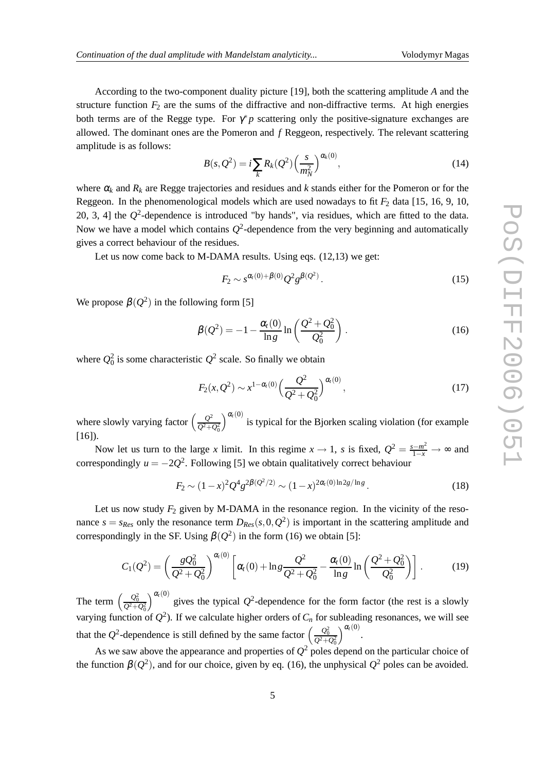According to the two-component duality picture [19], both the scattering amplitude $A$ and the structure function $F_2$ are the sums of the diffractive and non-diffractive terms. At high energies both terms are of the Regge type. For $\gamma^* p$ scattering only the positive-signature exchanges are allowed. The dominant ones are the Pomeron and $f$ Reggeon, respectively. The relevant scattering amplitude is as follows:

$$B(s,Q^2) = i\sum_k R_k(Q^2)\Big(\frac{s}{m_N^2}\Big)^{\alpha_k(0)}, \tag{14}$$

where $\alpha_k$ and $R_k$ are Regge trajectories and residues and $k$ stands either for the Pomeron or for the Reggeon. In the phenomenological models which are used nowadays to fit $F_2$ data [15, 16, 9, 10, 20, 3, 4] the $Q^2$-dependence is introduced "by hands", via residues, which are fitted to the data. Now we have a model which contains $Q^2$-dependence from the very beginning and automatically gives a correct behaviour of the residues.

Let us now come back to M-DAMA results. Using eqs. (12,13) we get:

$$F_2 \sim s^{\alpha_t(0)+\beta(0)} Q^2 g^{\beta(Q^2)}\,. \tag{15}$$

We propose $\beta(Q^2)$ in the following form [5]

$$\beta(Q^2) = -1 - \frac{\alpha_t(0)}{\ln g}\ln\left(\frac{Q^2+Q_0^2}{Q_0^2}\right)\,. \tag{16}$$

where $Q_0^2$ is some characteristic $Q^2$ scale. So finally we obtain

$$F_2(x,Q^2) \sim x^{1-\alpha_t(0)}\Big(\frac{Q^2}{Q^2+Q_0^2}\Big)^{\alpha_t(0)}, \tag{17}$$

where slowly varying factor $\left(\frac{Q^2}{Q^2+Q_0^2}\right)^{\alpha_t(0)}$ is typical for the Bjorken scaling violation (for example [16]).

Now let us turn to the large $x$ limit. In this regime $x \to 1$, $s$ is fixed, $Q^2 = \frac{s-m^2}{1-x} \to \infty$ and correspondingly $u = -2Q^2$. Following [5] we obtain qualitatively correct behaviour

$$F_2 \sim (1-x)^2 Q^4 g^{2\beta(Q^2/2)} \sim (1-x)^{2\alpha_t(0)\ln 2g/\ln g}\,. \tag{18}$$

Let us now study $F_2$ given by M-DAMA in the resonance region. In the vicinity of the resonance $s = s_{Res}$ only the resonance term $D_{Res}(s,0,Q^2)$ is important in the scattering amplitude and correspondingly in the SF. Using $\beta(Q^2)$ in the form (16) we obtain [5]:

$$C_1(Q^2) = \left(\frac{gQ_0^2}{Q^2+Q_0^2}\right)^{\alpha_t(0)}\left[\alpha_t(0) + \ln g\frac{Q^2}{Q^2+Q_0^2} - \frac{\alpha_t(0)}{\ln g}\ln\left(\frac{Q^2+Q_0^2}{Q_0^2}\right)\right]\,. \tag{19}$$

The term $\left(\frac{Q_0^2}{Q^2+Q_0^2}\right)^{\alpha_t(0)}$ gives the typical $Q^2$-dependence for the form factor (the rest is a slowly varying function of $Q^2$). If we calculate higher orders of $C_n$ for subleading resonances, we will see that the $Q^2$-dependence is still defined by the same factor $\left(\frac{Q_0^2}{Q^2+Q_0^2}\right)^{\alpha_t(0)}$.

As we saw above the appearance and properties of $Q^2$ poles depend on the particular choice of the function $\beta(Q^2)$, and for our choice, given by eq. (16), the unphysical $Q^2$ poles can be avoided.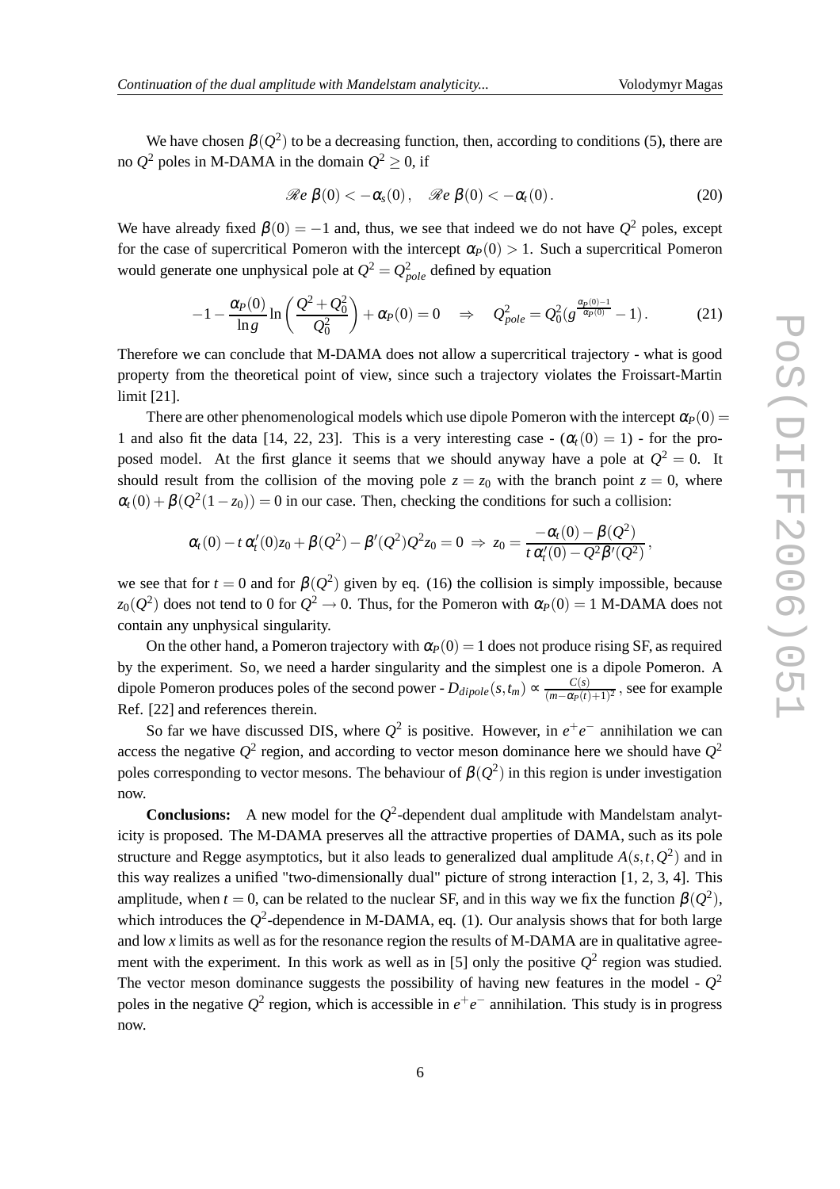We have chosen $\beta(Q^2)$ to be a decreasing function, then, according to conditions (5), there are no $Q^2$ poles in M-DAMA in the domain $Q^2 \geq 0$, if

$$\mathscr{R}e\ \beta(0) < -\alpha_s(0)\,, \quad \mathscr{R}e\ \beta(0) < -\alpha_t(0)\,. \tag{20}$$

We have already fixed $\beta(0) = -1$ and, thus, we see that indeed we do not have $Q^2$ poles, except for the case of supercritical Pomeron with the intercept $\alpha_P(0) > 1$. Such a supercritical Pomeron would generate one unphysical pole at $Q^2 = Q^2_{pole}$ defined by equation

$$-1 - \frac{\alpha_P(0)}{\ln g} \ln\left(\frac{Q^2 + Q_0^2}{Q_0^2}\right) + \alpha_P(0) = 0 \quad \Rightarrow \quad Q^2_{pole} = Q_0^2 (g^{\frac{\alpha_P(0)-1}{\alpha_P(0)}} - 1)\,. \tag{21}$$

Therefore we can conclude that M-DAMA does not allow a supercritical trajectory - what is good property from the theoretical point of view, since such a trajectory violates the Froissart-Martin limit [21].

There are other phenomenological models which use dipole Pomeron with the intercept $\alpha_P(0) = 1$ and also fit the data [14, 22, 23]. This is a very interesting case - $(\alpha_t(0) = 1)$ - for the proposed model. At the first glance it seems that we should anyway have a pole at $Q^2 = 0$. It should result from the collision of the moving pole $z = z_0$ with the branch point $z = 0$, where $\alpha_t(0) + \beta(Q^2(1 - z_0)) = 0$ in our case. Then, checking the conditions for such a collision:

$$\alpha_t(0) - t\,\alpha_t'(0) z_0 + \beta(Q^2) - \beta'(Q^2) Q^2 z_0 = 0 \;\Rightarrow\; z_0 = \frac{-\alpha_t(0) - \beta(Q^2)}{t\,\alpha_t'(0) - Q^2 \beta'(Q^2)}\,,$$

we see that for $t = 0$ and for $\beta(Q^2)$ given by eq. (16) the collision is simply impossible, because $z_0(Q^2)$ does not tend to 0 for $Q^2 \to 0$. Thus, for the Pomeron with $\alpha_P(0) = 1$ M-DAMA does not contain any unphysical singularity.

On the other hand, a Pomeron trajectory with $\alpha_P(0) = 1$ does not produce rising SF, as required by the experiment. So, we need a harder singularity and the simplest one is a dipole Pomeron. A dipole Pomeron produces poles of the second power - $D_{dipole}(s, t_m) \propto \frac{C(s)}{(m - \alpha_P(t) + 1)^2}$, see for example Ref. [22] and references therein.

So far we have discussed DIS, where $Q^2$ is positive. However, in $e^+e^-$ annihilation we can access the negative $Q^2$ region, and according to vector meson dominance here we should have $Q^2$ poles corresponding to vector mesons. The behaviour of $\beta(Q^2)$ in this region is under investigation now.

**Conclusions:** A new model for the $Q^2$-dependent dual amplitude with Mandelstam analyticity is proposed. The M-DAMA preserves all the attractive properties of DAMA, such as its pole structure and Regge asymptotics, but it also leads to generalized dual amplitude $A(s, t, Q^2)$ and in this way realizes a unified "two-dimensionally dual" picture of strong interaction [1, 2, 3, 4]. This amplitude, when $t = 0$, can be related to the nuclear SF, and in this way we fix the function $\beta(Q^2)$, which introduces the $Q^2$-dependence in M-DAMA, eq. (1). Our analysis shows that for both large and low $x$ limits as well as for the resonance region the results of M-DAMA are in qualitative agreement with the experiment. In this work as well as in [5] only the positive $Q^2$ region was studied. The vector meson dominance suggests the possibility of having new features in the model - $Q^2$ poles in the negative $Q^2$ region, which is accessible in $e^+e^-$ annihilation. This study is in progress now.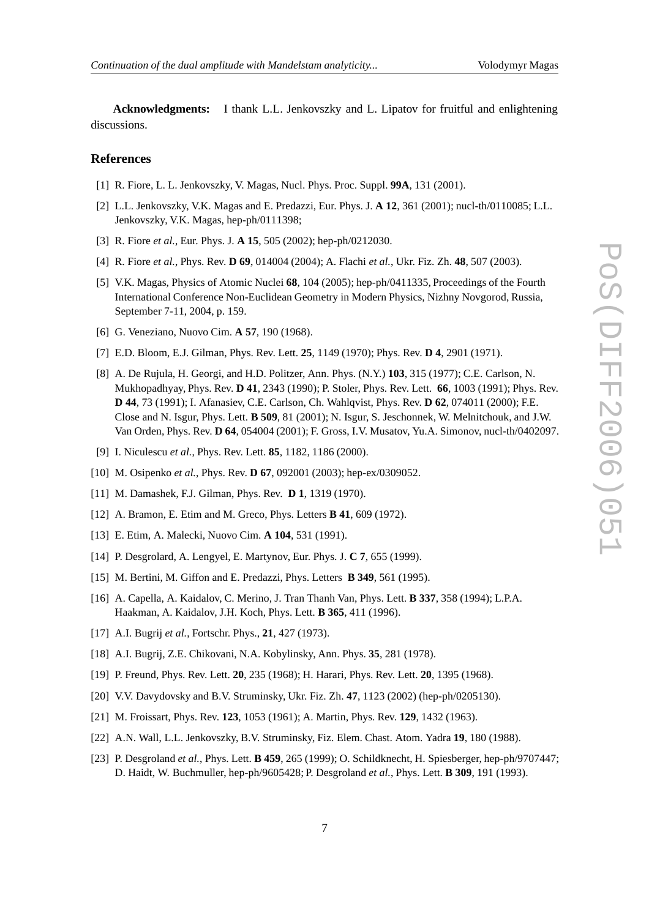**Acknowledgments:** I thank L.L. Jenkovszky and L. Lipatov for fruitful and enlightening discussions.

## References

[1] R. Fiore, L. L. Jenkovszky, V. Magas, Nucl. Phys. Proc. Suppl. **99A**, 131 (2001).

[2] L.L. Jenkovszky, V.K. Magas and E. Predazzi, Eur. Phys. J. **A 12**, 361 (2001); nucl-th/0110085; L.L. Jenkovszky, V.K. Magas, hep-ph/0111398;

[3] R. Fiore *et al.*, Eur. Phys. J. **A 15**, 505 (2002); hep-ph/0212030.

[4] R. Fiore *et al.*, Phys. Rev. **D 69**, 014004 (2004); A. Flachi *et al.*, Ukr. Fiz. Zh. **48**, 507 (2003).

[5] V.K. Magas, Physics of Atomic Nuclei **68**, 104 (2005); hep-ph/0411335, Proceedings of the Fourth International Conference Non-Euclidean Geometry in Modern Physics, Nizhny Novgorod, Russia, September 7-11, 2004, p. 159.

[6] G. Veneziano, Nuovo Cim. **A 57**, 190 (1968).

[7] E.D. Bloom, E.J. Gilman, Phys. Rev. Lett. **25**, 1149 (1970); Phys. Rev. **D 4**, 2901 (1971).

[8] A. De Rujula, H. Georgi, and H.D. Politzer, Ann. Phys. (N.Y.) **103**, 315 (1977); C.E. Carlson, N. Mukhopadhyay, Phys. Rev. **D 41**, 2343 (1990); P. Stoler, Phys. Rev. Lett. **66**, 1003 (1991); Phys. Rev. **D 44**, 73 (1991); I. Afanasiev, C.E. Carlson, Ch. Wahlqvist, Phys. Rev. **D 62**, 074011 (2000); F.E. Close and N. Isgur, Phys. Lett. **B 509**, 81 (2001); N. Isgur, S. Jeschonnek, W. Melnitchouk, and J.W. Van Orden, Phys. Rev. **D 64**, 054004 (2001); F. Gross, I.V. Musatov, Yu.A. Simonov, nucl-th/0402097.

[9] I. Niculescu *et al.*, Phys. Rev. Lett. **85**, 1182, 1186 (2000).

[10] M. Osipenko *et al.*, Phys. Rev. **D 67**, 092001 (2003); hep-ex/0309052.

[11] M. Damashek, F.J. Gilman, Phys. Rev. **D 1**, 1319 (1970).

[12] A. Bramon, E. Etim and M. Greco, Phys. Letters **B 41**, 609 (1972).

[13] E. Etim, A. Malecki, Nuovo Cim. **A 104**, 531 (1991).

[14] P. Desgrolard, A. Lengyel, E. Martynov, Eur. Phys. J. **C 7**, 655 (1999).

[15] M. Bertini, M. Giffon and E. Predazzi, Phys. Letters **B 349**, 561 (1995).

[16] A. Capella, A. Kaidalov, C. Merino, J. Tran Thanh Van, Phys. Lett. **B 337**, 358 (1994); L.P.A. Haakman, A. Kaidalov, J.H. Koch, Phys. Lett. **B 365**, 411 (1996).

[17] A.I. Bugrij *et al.*, Fortschr. Phys., **21**, 427 (1973).

[18] A.I. Bugrij, Z.E. Chikovani, N.A. Kobylinsky, Ann. Phys. **35**, 281 (1978).

[19] P. Freund, Phys. Rev. Lett. **20**, 235 (1968); H. Harari, Phys. Rev. Lett. **20**, 1395 (1968).

[20] V.V. Davydovsky and B.V. Struminsky, Ukr. Fiz. Zh. **47**, 1123 (2002) (hep-ph/0205130).

[21] M. Froissart, Phys. Rev. **123**, 1053 (1961); A. Martin, Phys. Rev. **129**, 1432 (1963).

[22] A.N. Wall, L.L. Jenkovszky, B.V. Struminsky, Fiz. Elem. Chast. Atom. Yadra **19**, 180 (1988).

[23] P. Desgroland *et al.*, Phys. Lett. **B 459**, 265 (1999); O. Schildknecht, H. Spiesberger, hep-ph/9707447; D. Haidt, W. Buchmuller, hep-ph/9605428; P. Desgroland *et al.*, Phys. Lett. **B 309**, 191 (1993).